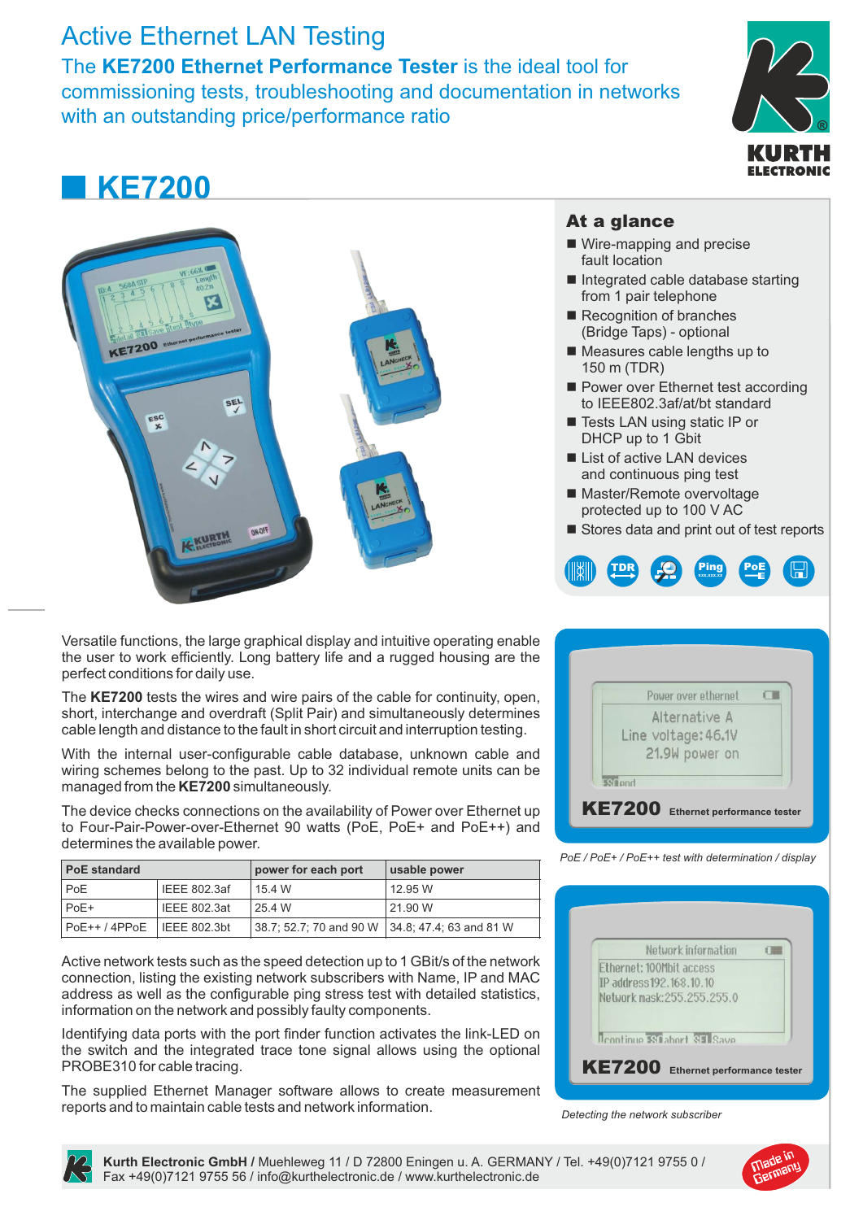# Active Ethernet LAN Testing

The **KE7200 Ethernet Performance Tester** is the ideal tool for commissioning tests, troubleshooting and documentation in networks with an outstanding price/performance ratio

## KE7200

### At a glance

- Wire-mapping and precise fault location
- Integrated cable database starting from 1 pair telephone
- Recognition of branches (Bridge Taps) - optional
- Measures cable lengths up to 150 m (TDR)
- Power over Ethernet test according to IEEE802.3af/at/bt standard
- Tests LAN using static IP or DHCP up to 1 Gbit
- List of active LAN devices and continuous ping test
- Master/Remote overvoltage protected up to 100 V AC
- Stores data and print out of test reports

Versatile functions, the large graphical display and intuitive operating enable the user to work efficiently. Long battery life and a rugged housing are the perfect conditions for daily use.

The **KE7200** tests the wires and wire pairs of the cable for continuity, open, short, interchange and overdraft (Split Pair) and simultaneously determines cable length and distance to the fault in short circuit and interruption testing.

With the internal user-configurable cable database, unknown cable and wiring schemes belong to the past. Up to 32 individual remote units can be managed from the **KE7200** simultaneously.

The device checks connections on the availability of Power over Ethernet up to Four-Pair-Power-over-Ethernet 90 watts (PoE, PoE+ and PoE++) and determines the available power.

| PoE standard | | power for each port | usable power |
|---|---|---|---|
| PoE | IEEE 802.3af | 15.4 W | 12.95 W |
| PoE+ | IEEE 802.3at | 25.4 W | 21.90 W |
| PoE++ / 4PPoE | IEEE 802.3bt | 38.7; 52.7; 70 and 90 W | 34.8; 47.4; 63 and 81 W |

Active network tests such as the speed detection up to 1 GBit/s of the network connection, listing the existing network subscribers with Name, IP and MAC address as well as the configurable ping stress test with detailed statistics, information on the network and possibly faulty components.

Identifying data ports with the port finder function activates the link-LED on the switch and the integrated trace tone signal allows using the optional PROBE310 for cable tracing.

The supplied Ethernet Manager software allows to create measurement reports and to maintain cable tests and network information.

*PoE / PoE+ / PoE++ test with determination / display*

*Detecting the network subscriber*

**Kurth Electronic GmbH /** Muehleweg 11 / D 72800 Eningen u. A. GERMANY / Tel. +49(0)7121 9755 0 / Fax +49(0)7121 9755 56 / info@kurthelectronic.de / www.kurthelectronic.de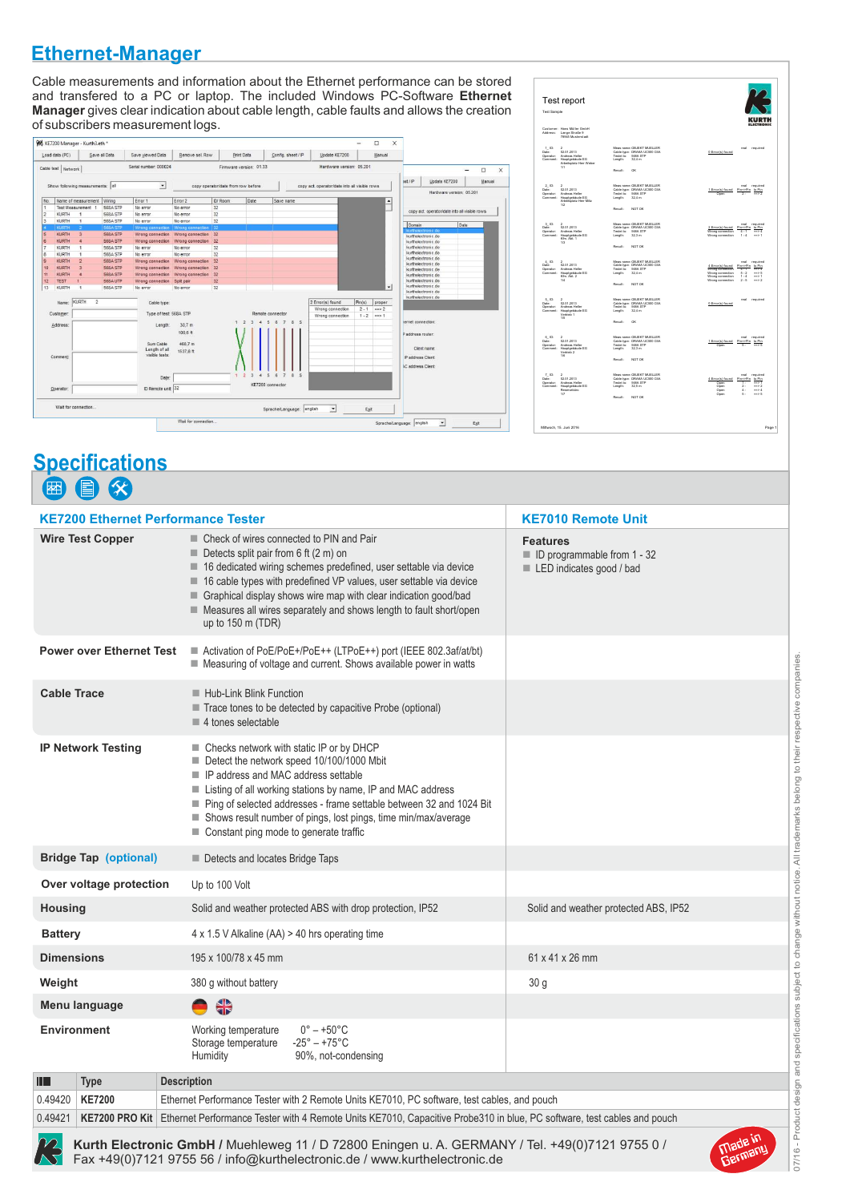## Ethernet-Manager

Cable measurements and information about the Ethernet performance can be stored and transfered to a PC or laptop. The included Windows PC-Software **Ethernet Manager** gives clear indication about cable length, cable faults and allows the creation of subscribers measurement logs.

## Specifications

| KE7200 Ethernet Performance Tester | | KE7010 Remote Unit |
|---|---|---|
| **Wire Test Copper** | Check of wires connected to PIN and Pair<br>Detects split pair from 6 ft (2 m) on<br>16 dedicated wiring schemes predefined, user settable via device<br>16 cable types with predefined VP values, user settable via device<br>Graphical display shows wire map with clear indication good/bad<br>Measures all wires separately and shows length to fault short/open up to 150 m (TDR) | **Features**<br>ID programmable from 1 - 32<br>LED indicates good / bad |
| **Power over Ethernet Test** | Activation of PoE/PoE+/PoE++ (LTPoE++) port (IEEE 802.3af/at/bt)<br>Measuring of voltage and current. Shows available power in watts | |
| **Cable Trace** | Hub-Link Blink Function<br>Trace tones to be detected by capacitive Probe (optional)<br>4 tones selectable | |
| **IP Network Testing** | Checks network with static IP or by DHCP<br>Detect the network speed 10/100/1000 Mbit<br>IP address and MAC address settable<br>Listing of all working stations by name, IP and MAC address<br>Ping of selected addresses - frame settable between 32 and 1024 Bit<br>Shows result number of pings, lost pings, time min/max/average<br>Constant ping mode to generate traffic | |
| **Bridge Tap (optional)** | Detects and locates Bridge Taps | |
| **Over voltage protection** | Up to 100 Volt | |
| **Housing** | Solid and weather protected ABS with drop protection, IP52 | Solid and weather protected ABS, IP52 |
| **Battery** | 4 x 1.5 V Alkaline (AA) > 40 hrs operating time | |
| **Dimensions** | 195 x 100/78 x 45 mm | 61 x 41 x 26 mm |
| **Weight** | 380 g without battery | 30 g |
| **Menu language** | German, English | |
| **Environment** | Working temperature 0° – +50°C<br>Storage temperature -25° – +75°C<br>Humidity 90%, not-condensing | |

| | Type | Description |
|---|---|---|
| 0.49420 | **KE7200** | Ethernet Performance Tester with 2 Remote Units KE7010, PC software, test cables, and pouch |
| 0.49421 | **KE7200 PRO Kit** | Ethernet Performance Tester with 4 Remote Units KE7010, Capacitive Probe310 in blue, PC software, test cables and pouch |

**Kurth Electronic GmbH** / Muehleweg 11 / D 72800 Eningen u. A. GERMANY / Tel. +49(0)7121 9755 0 / Fax +49(0)7121 9755 56 / info@kurthelectronic.de / www.kurthelectronic.de

Made in Germany

07/16 - Product design and specifications subject to change without notice. All trademarks belong to their respective companies.